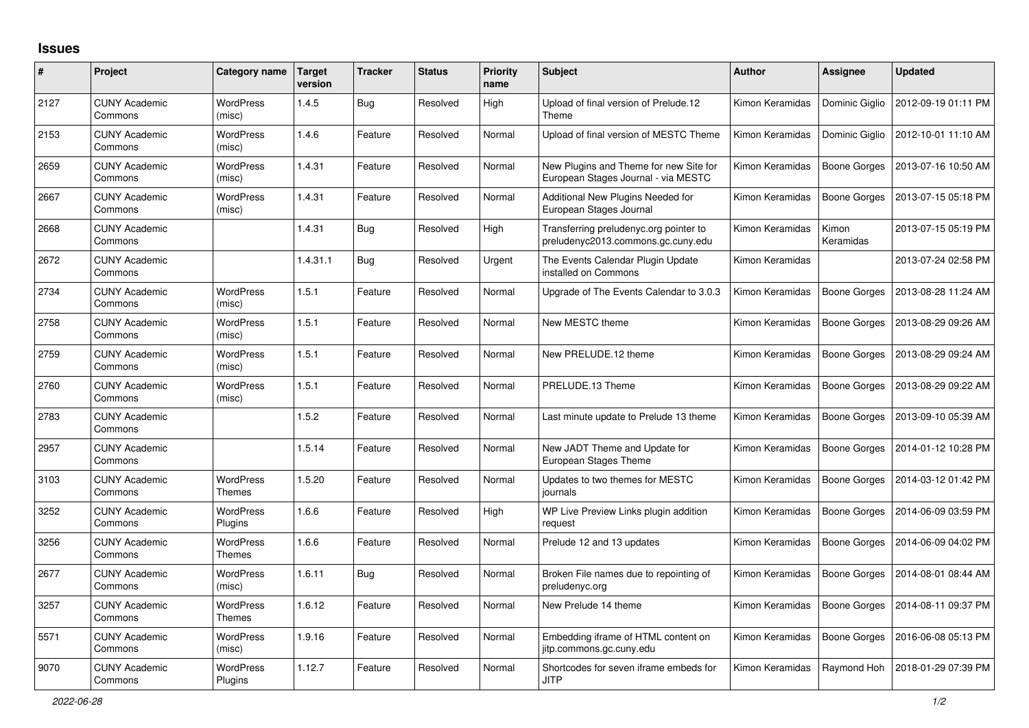# Issues

| # | Project | Category name | Target version | Tracker | Status | Priority name | Subject | Author | Assignee | Updated |
|---|---|---|---|---|---|---|---|---|---|---|
| 2127 | CUNY Academic Commons | WordPress (misc) | 1.4.5 | Bug | Resolved | High | Upload of final version of Prelude.12 Theme | Kimon Keramidas | Dominic Giglio | 2012-09-19 01:11 PM |
| 2153 | CUNY Academic Commons | WordPress (misc) | 1.4.6 | Feature | Resolved | Normal | Upload of final version of MESTC Theme | Kimon Keramidas | Dominic Giglio | 2012-10-01 11:10 AM |
| 2659 | CUNY Academic Commons | WordPress (misc) | 1.4.31 | Feature | Resolved | Normal | New Plugins and Theme for new Site for European Stages Journal - via MESTC | Kimon Keramidas | Boone Gorges | 2013-07-16 10:50 AM |
| 2667 | CUNY Academic Commons | WordPress (misc) | 1.4.31 | Feature | Resolved | Normal | Additional New Plugins Needed for European Stages Journal | Kimon Keramidas | Boone Gorges | 2013-07-15 05:18 PM |
| 2668 | CUNY Academic Commons | | 1.4.31 | Bug | Resolved | High | Transferring preludenyc.org pointer to preludenyc2013.commons.gc.cuny.edu | Kimon Keramidas | Kimon Keramidas | 2013-07-15 05:19 PM |
| 2672 | CUNY Academic Commons | | 1.4.31.1 | Bug | Resolved | Urgent | The Events Calendar Plugin Update installed on Commons | Kimon Keramidas | | 2013-07-24 02:58 PM |
| 2734 | CUNY Academic Commons | WordPress (misc) | 1.5.1 | Feature | Resolved | Normal | Upgrade of The Events Calendar to 3.0.3 | Kimon Keramidas | Boone Gorges | 2013-08-28 11:24 AM |
| 2758 | CUNY Academic Commons | WordPress (misc) | 1.5.1 | Feature | Resolved | Normal | New MESTC theme | Kimon Keramidas | Boone Gorges | 2013-08-29 09:26 AM |
| 2759 | CUNY Academic Commons | WordPress (misc) | 1.5.1 | Feature | Resolved | Normal | New PRELUDE.12 theme | Kimon Keramidas | Boone Gorges | 2013-08-29 09:24 AM |
| 2760 | CUNY Academic Commons | WordPress (misc) | 1.5.1 | Feature | Resolved | Normal | PRELUDE.13 Theme | Kimon Keramidas | Boone Gorges | 2013-08-29 09:22 AM |
| 2783 | CUNY Academic Commons | | 1.5.2 | Feature | Resolved | Normal | Last minute update to Prelude 13 theme | Kimon Keramidas | Boone Gorges | 2013-09-10 05:39 AM |
| 2957 | CUNY Academic Commons | | 1.5.14 | Feature | Resolved | Normal | New JADT Theme and Update for European Stages Theme | Kimon Keramidas | Boone Gorges | 2014-01-12 10:28 PM |
| 3103 | CUNY Academic Commons | WordPress Themes | 1.5.20 | Feature | Resolved | Normal | Updates to two themes for MESTC journals | Kimon Keramidas | Boone Gorges | 2014-03-12 01:42 PM |
| 3252 | CUNY Academic Commons | WordPress Plugins | 1.6.6 | Feature | Resolved | High | WP Live Preview Links plugin addition request | Kimon Keramidas | Boone Gorges | 2014-06-09 03:59 PM |
| 3256 | CUNY Academic Commons | WordPress Themes | 1.6.6 | Feature | Resolved | Normal | Prelude 12 and 13 updates | Kimon Keramidas | Boone Gorges | 2014-06-09 04:02 PM |
| 2677 | CUNY Academic Commons | WordPress (misc) | 1.6.11 | Bug | Resolved | Normal | Broken File names due to repointing of preludenyc.org | Kimon Keramidas | Boone Gorges | 2014-08-01 08:44 AM |
| 3257 | CUNY Academic Commons | WordPress Themes | 1.6.12 | Feature | Resolved | Normal | New Prelude 14 theme | Kimon Keramidas | Boone Gorges | 2014-08-11 09:37 PM |
| 5571 | CUNY Academic Commons | WordPress (misc) | 1.9.16 | Feature | Resolved | Normal | Embedding iframe of HTML content on jitp.commons.gc.cuny.edu | Kimon Keramidas | Boone Gorges | 2016-06-08 05:13 PM |
| 9070 | CUNY Academic Commons | WordPress Plugins | 1.12.7 | Feature | Resolved | Normal | Shortcodes for seven iframe embeds for JITP | Kimon Keramidas | Raymond Hoh | 2018-01-29 07:39 PM |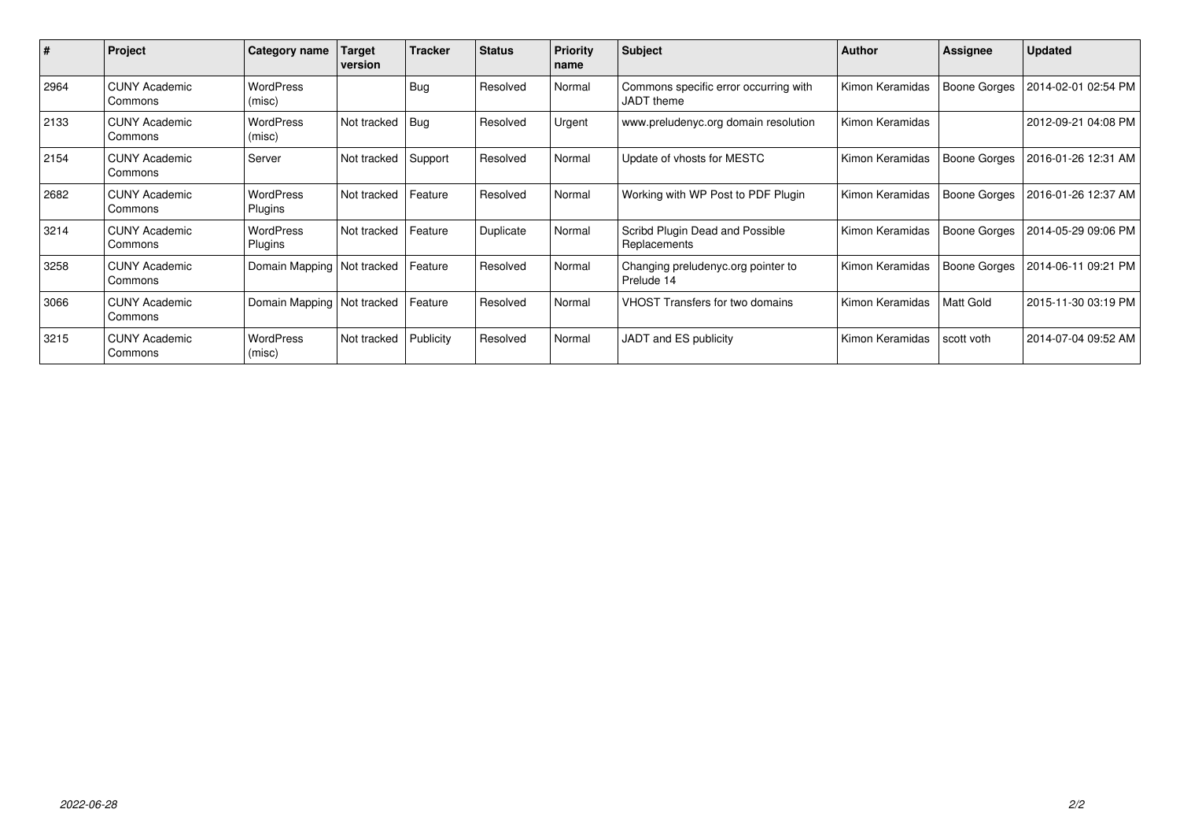| # | Project | Category name | Target version | Tracker | Status | Priority name | Subject | Author | Assignee | Updated |
|---|---|---|---|---|---|---|---|---|---|---|
| 2964 | CUNY Academic Commons | WordPress (misc) | | Bug | Resolved | Normal | Commons specific error occurring with JADT theme | Kimon Keramidas | Boone Gorges | 2014-02-01 02:54 PM |
| 2133 | CUNY Academic Commons | WordPress (misc) | Not tracked | Bug | Resolved | Urgent | www.preludenyc.org domain resolution | Kimon Keramidas | | 2012-09-21 04:08 PM |
| 2154 | CUNY Academic Commons | Server | Not tracked | Support | Resolved | Normal | Update of vhosts for MESTC | Kimon Keramidas | Boone Gorges | 2016-01-26 12:31 AM |
| 2682 | CUNY Academic Commons | WordPress Plugins | Not tracked | Feature | Resolved | Normal | Working with WP Post to PDF Plugin | Kimon Keramidas | Boone Gorges | 2016-01-26 12:37 AM |
| 3214 | CUNY Academic Commons | WordPress Plugins | Not tracked | Feature | Duplicate | Normal | Scribd Plugin Dead and Possible Replacements | Kimon Keramidas | Boone Gorges | 2014-05-29 09:06 PM |
| 3258 | CUNY Academic Commons | Domain Mapping | Not tracked | Feature | Resolved | Normal | Changing preludenyc.org pointer to Prelude 14 | Kimon Keramidas | Boone Gorges | 2014-06-11 09:21 PM |
| 3066 | CUNY Academic Commons | Domain Mapping | Not tracked | Feature | Resolved | Normal | VHOST Transfers for two domains | Kimon Keramidas | Matt Gold | 2015-11-30 03:19 PM |
| 3215 | CUNY Academic Commons | WordPress (misc) | Not tracked | Publicity | Resolved | Normal | JADT and ES publicity | Kimon Keramidas | scott voth | 2014-07-04 09:52 AM |